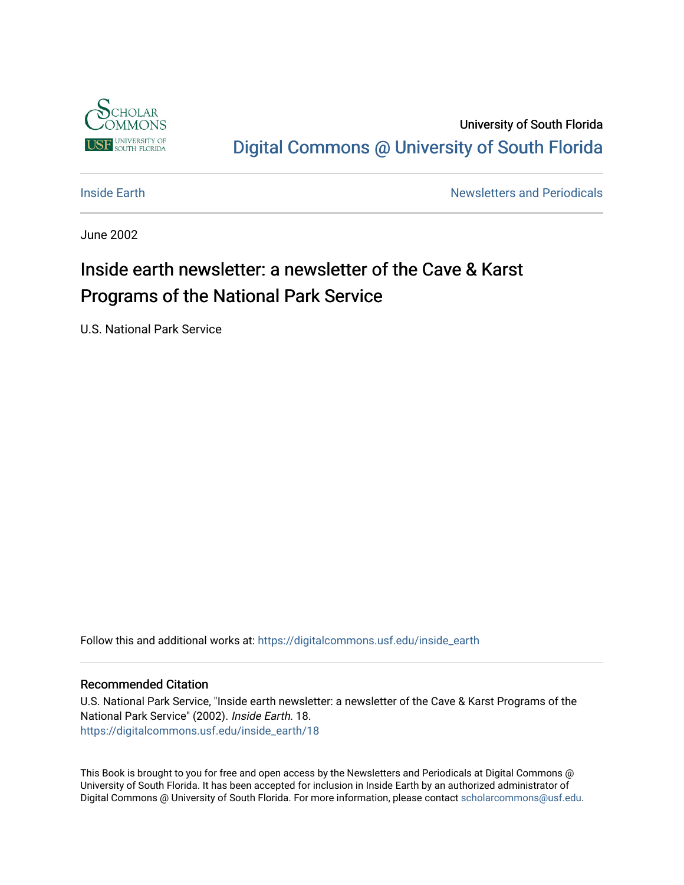University of South Florida

Digital Commons @ University of South Florida

Inside Earth | Newsletters and Periodicals

June 2002

# Inside earth newsletter: a newsletter of the Cave & Karst Programs of the National Park Service

U.S. National Park Service

Follow this and additional works at: https://digitalcommons.usf.edu/inside_earth

## Recommended Citation

U.S. National Park Service, "Inside earth newsletter: a newsletter of the Cave & Karst Programs of the National Park Service" (2002). *Inside Earth*. 18.
https://digitalcommons.usf.edu/inside_earth/18

This Book is brought to you for free and open access by the Newsletters and Periodicals at Digital Commons @ University of South Florida. It has been accepted for inclusion in Inside Earth by an authorized administrator of Digital Commons @ University of South Florida. For more information, please contact scholarcommons@usf.edu.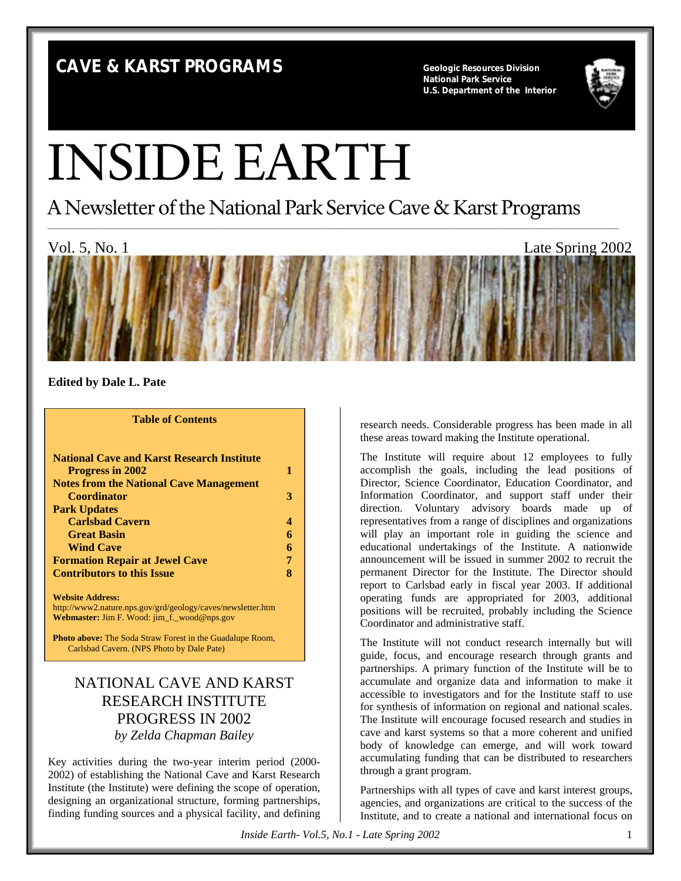CAVE & KARST PROGRAMS

Geologic Resources Division
National Park Service
U.S. Department of the Interior

# INSIDE EARTH

## A Newsletter of the National Park Service Cave & Karst Programs

Vol. 5, No. 1 Late Spring 2002

**Edited by Dale L. Pate**

**Table of Contents**

| | |
|---|---|
| **National Cave and Karst Research Institute Progress in 2002** | **1** |
| **Notes from the National Cave Management Coordinator** | **3** |
| **Park Updates** | |
| **Carlsbad Cavern** | **4** |
| **Great Basin** | **6** |
| **Wind Cave** | **6** |
| **Formation Repair at Jewel Cave** | **7** |
| **Contributors to this Issue** | **8** |

**Website Address:**
http://www2.nature.nps.gov/grd/geology/caves/newsletter.htm
**Webmaster:** Jim F. Wood: jim_f._wood@nps.gov

**Photo above:** The Soda Straw Forest in the Guadalupe Room, Carlsbad Cavern. (NPS Photo by Dale Pate)

## NATIONAL CAVE AND KARST RESEARCH INSTITUTE PROGRESS IN 2002

*by Zelda Chapman Bailey*

Key activities during the two-year interim period (2000-2002) of establishing the National Cave and Karst Research Institute (the Institute) were defining the scope of operation, designing an organizational structure, forming partnerships, finding funding sources and a physical facility, and defining research needs. Considerable progress has been made in all these areas toward making the Institute operational.

The Institute will require about 12 employees to fully accomplish the goals, including the lead positions of Director, Science Coordinator, Education Coordinator, and Information Coordinator, and support staff under their direction. Voluntary advisory boards made up of representatives from a range of disciplines and organizations will play an important role in guiding the science and educational undertakings of the Institute. A nationwide announcement will be issued in summer 2002 to recruit the permanent Director for the Institute. The Director should report to Carlsbad early in fiscal year 2003. If additional operating funds are appropriated for 2003, additional positions will be recruited, probably including the Science Coordinator and administrative staff.

The Institute will not conduct research internally but will guide, focus, and encourage research through grants and partnerships. A primary function of the Institute will be to accumulate and organize data and information to make it accessible to investigators and for the Institute staff to use for synthesis of information on regional and national scales. The Institute will encourage focused research and studies in cave and karst systems so that a more coherent and unified body of knowledge can emerge, and will work toward accumulating funding that can be distributed to researchers through a grant program.

Partnerships with all types of cave and karst interest groups, agencies, and organizations are critical to the success of the Institute, and to create a national and international focus on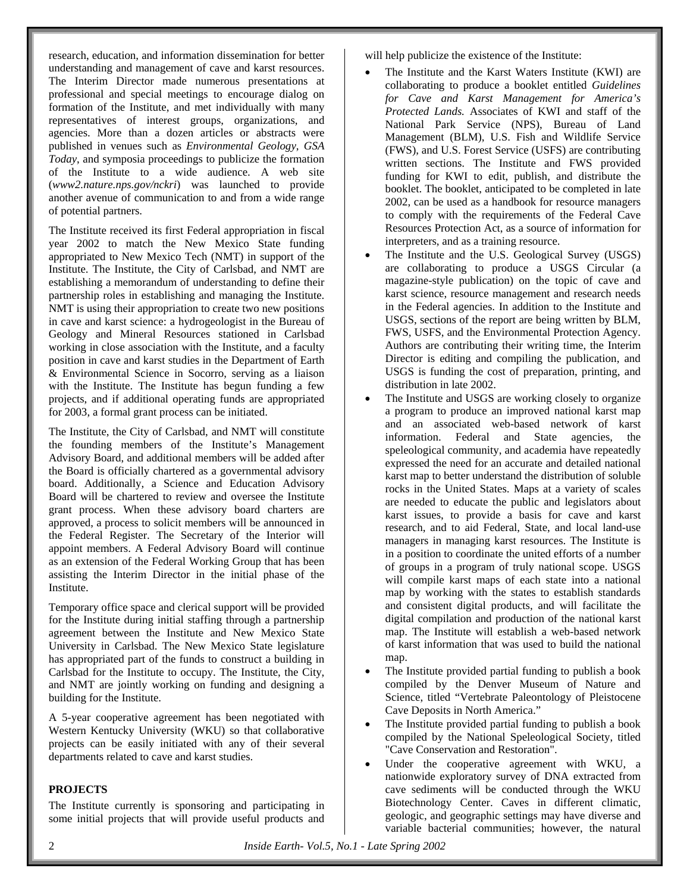research, education, and information dissemination for better understanding and management of cave and karst resources. The Interim Director made numerous presentations at professional and special meetings to encourage dialog on formation of the Institute, and met individually with many representatives of interest groups, organizations, and agencies. More than a dozen articles or abstracts were published in venues such as *Environmental Geology*, *GSA Today*, and symposia proceedings to publicize the formation of the Institute to a wide audience. A web site (*www2.nature.nps.gov/nckri*) was launched to provide another avenue of communication to and from a wide range of potential partners.

The Institute received its first Federal appropriation in fiscal year 2002 to match the New Mexico State funding appropriated to New Mexico Tech (NMT) in support of the Institute. The Institute, the City of Carlsbad, and NMT are establishing a memorandum of understanding to define their partnership roles in establishing and managing the Institute. NMT is using their appropriation to create two new positions in cave and karst science: a hydrogeologist in the Bureau of Geology and Mineral Resources stationed in Carlsbad working in close association with the Institute, and a faculty position in cave and karst studies in the Department of Earth & Environmental Science in Socorro, serving as a liaison with the Institute. The Institute has begun funding a few projects, and if additional operating funds are appropriated for 2003, a formal grant process can be initiated.

The Institute, the City of Carlsbad, and NMT will constitute the founding members of the Institute's Management Advisory Board, and additional members will be added after the Board is officially chartered as a governmental advisory board. Additionally, a Science and Education Advisory Board will be chartered to review and oversee the Institute grant process. When these advisory board charters are approved, a process to solicit members will be announced in the Federal Register. The Secretary of the Interior will appoint members. A Federal Advisory Board will continue as an extension of the Federal Working Group that has been assisting the Interim Director in the initial phase of the Institute.

Temporary office space and clerical support will be provided for the Institute during initial staffing through a partnership agreement between the Institute and New Mexico State University in Carlsbad. The New Mexico State legislature has appropriated part of the funds to construct a building in Carlsbad for the Institute to occupy. The Institute, the City, and NMT are jointly working on funding and designing a building for the Institute.

A 5-year cooperative agreement has been negotiated with Western Kentucky University (WKU) so that collaborative projects can be easily initiated with any of their several departments related to cave and karst studies.

**PROJECTS**

The Institute currently is sponsoring and participating in some initial projects that will provide useful products and will help publicize the existence of the Institute:

- The Institute and the Karst Waters Institute (KWI) are collaborating to produce a booklet entitled *Guidelines for Cave and Karst Management for America's Protected Lands.* Associates of KWI and staff of the National Park Service (NPS), Bureau of Land Management (BLM), U.S. Fish and Wildlife Service (FWS), and U.S. Forest Service (USFS) are contributing written sections. The Institute and FWS provided funding for KWI to edit, publish, and distribute the booklet. The booklet, anticipated to be completed in late 2002, can be used as a handbook for resource managers to comply with the requirements of the Federal Cave Resources Protection Act, as a source of information for interpreters, and as a training resource.
- The Institute and the U.S. Geological Survey (USGS) are collaborating to produce a USGS Circular (a magazine-style publication) on the topic of cave and karst science, resource management and research needs in the Federal agencies. In addition to the Institute and USGS, sections of the report are being written by BLM, FWS, USFS, and the Environmental Protection Agency. Authors are contributing their writing time, the Interim Director is editing and compiling the publication, and USGS is funding the cost of preparation, printing, and distribution in late 2002.
- The Institute and USGS are working closely to organize a program to produce an improved national karst map and an associated web-based network of karst information. Federal and State agencies, the speleological community, and academia have repeatedly expressed the need for an accurate and detailed national karst map to better understand the distribution of soluble rocks in the United States. Maps at a variety of scales are needed to educate the public and legislators about karst issues, to provide a basis for cave and karst research, and to aid Federal, State, and local land-use managers in managing karst resources. The Institute is in a position to coordinate the united efforts of a number of groups in a program of truly national scope. USGS will compile karst maps of each state into a national map by working with the states to establish standards and consistent digital products, and will facilitate the digital compilation and production of the national karst map. The Institute will establish a web-based network of karst information that was used to build the national map.
- The Institute provided partial funding to publish a book compiled by the Denver Museum of Nature and Science, titled "Vertebrate Paleontology of Pleistocene Cave Deposits in North America."
- The Institute provided partial funding to publish a book compiled by the National Speleological Society, titled "Cave Conservation and Restoration".
- Under the cooperative agreement with WKU, a nationwide exploratory survey of DNA extracted from cave sediments will be conducted through the WKU Biotechnology Center. Caves in different climatic, geologic, and geographic settings may have diverse and variable bacterial communities; however, the natural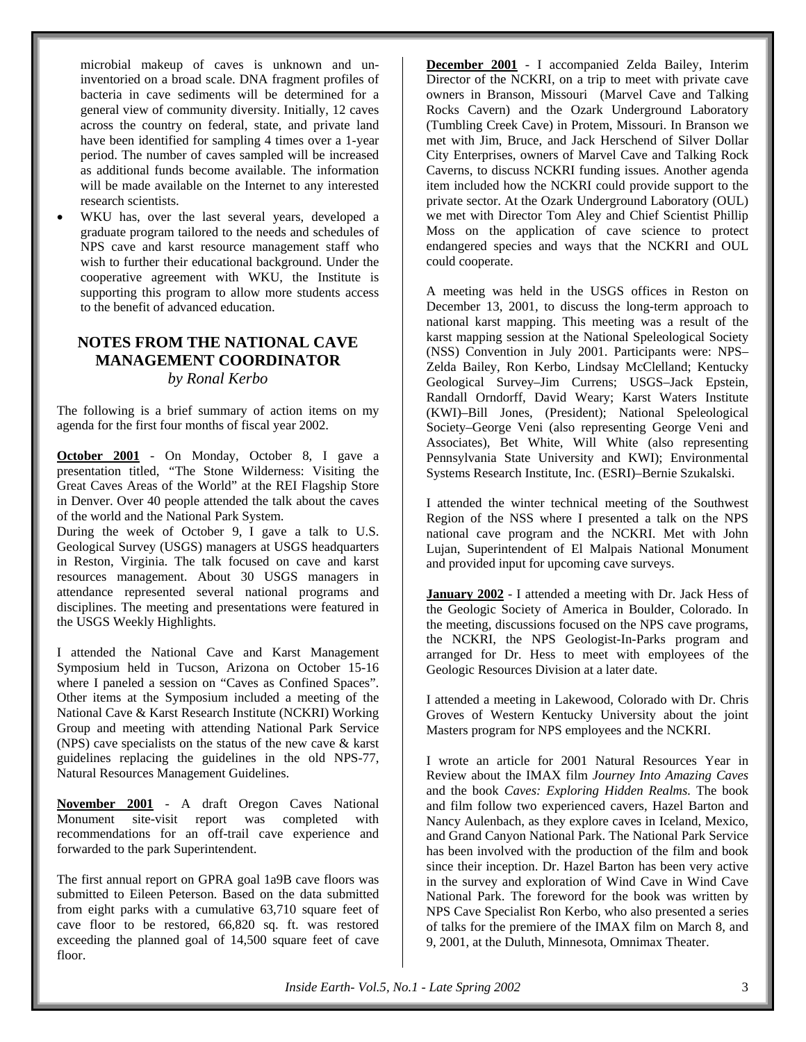microbial makeup of caves is unknown and un-inventoried on a broad scale. DNA fragment profiles of bacteria in cave sediments will be determined for a general view of community diversity. Initially, 12 caves across the country on federal, state, and private land have been identified for sampling 4 times over a 1-year period. The number of caves sampled will be increased as additional funds become available. The information will be made available on the Internet to any interested research scientists.

- WKU has, over the last several years, developed a graduate program tailored to the needs and schedules of NPS cave and karst resource management staff who wish to further their educational background. Under the cooperative agreement with WKU, the Institute is supporting this program to allow more students access to the benefit of advanced education.

## NOTES FROM THE NATIONAL CAVE MANAGEMENT COORDINATOR

*by Ronal Kerbo*

The following is a brief summary of action items on my agenda for the first four months of fiscal year 2002.

**October 2001** - On Monday, October 8, I gave a presentation titled, "The Stone Wilderness: Visiting the Great Caves Areas of the World" at the REI Flagship Store in Denver. Over 40 people attended the talk about the caves of the world and the National Park System.

During the week of October 9, I gave a talk to U.S. Geological Survey (USGS) managers at USGS headquarters in Reston, Virginia. The talk focused on cave and karst resources management. About 30 USGS managers in attendance represented several national programs and disciplines. The meeting and presentations were featured in the USGS Weekly Highlights.

I attended the National Cave and Karst Management Symposium held in Tucson, Arizona on October 15-16 where I paneled a session on "Caves as Confined Spaces". Other items at the Symposium included a meeting of the National Cave & Karst Research Institute (NCKRI) Working Group and meeting with attending National Park Service (NPS) cave specialists on the status of the new cave & karst guidelines replacing the guidelines in the old NPS-77, Natural Resources Management Guidelines.

**November 2001** - A draft Oregon Caves National Monument site-visit report was completed with recommendations for an off-trail cave experience and forwarded to the park Superintendent.

The first annual report on GPRA goal 1a9B cave floors was submitted to Eileen Peterson. Based on the data submitted from eight parks with a cumulative 63,710 square feet of cave floor to be restored, 66,820 sq. ft. was restored exceeding the planned goal of 14,500 square feet of cave floor.

**December 2001** - I accompanied Zelda Bailey, Interim Director of the NCKRI, on a trip to meet with private cave owners in Branson, Missouri (Marvel Cave and Talking Rocks Cavern) and the Ozark Underground Laboratory (Tumbling Creek Cave) in Protem, Missouri. In Branson we met with Jim, Bruce, and Jack Herschend of Silver Dollar City Enterprises, owners of Marvel Cave and Talking Rock Caverns, to discuss NCKRI funding issues. Another agenda item included how the NCKRI could provide support to the private sector. At the Ozark Underground Laboratory (OUL) we met with Director Tom Aley and Chief Scientist Phillip Moss on the application of cave science to protect endangered species and ways that the NCKRI and OUL could cooperate.

A meeting was held in the USGS offices in Reston on December 13, 2001, to discuss the long-term approach to national karst mapping. This meeting was a result of the karst mapping session at the National Speleological Society (NSS) Convention in July 2001. Participants were: NPS–Zelda Bailey, Ron Kerbo, Lindsay McClelland; Kentucky Geological Survey–Jim Currens; USGS–Jack Epstein, Randall Orndorff, David Weary; Karst Waters Institute (KWI)–Bill Jones, (President); National Speleological Society–George Veni (also representing George Veni and Associates), Bet White, Will White (also representing Pennsylvania State University and KWI); Environmental Systems Research Institute, Inc. (ESRI)–Bernie Szukalski.

I attended the winter technical meeting of the Southwest Region of the NSS where I presented a talk on the NPS national cave program and the NCKRI. Met with John Lujan, Superintendent of El Malpais National Monument and provided input for upcoming cave surveys.

**January 2002** - I attended a meeting with Dr. Jack Hess of the Geologic Society of America in Boulder, Colorado. In the meeting, discussions focused on the NPS cave programs, the NCKRI, the NPS Geologist-In-Parks program and arranged for Dr. Hess to meet with employees of the Geologic Resources Division at a later date.

I attended a meeting in Lakewood, Colorado with Dr. Chris Groves of Western Kentucky University about the joint Masters program for NPS employees and the NCKRI.

I wrote an article for 2001 Natural Resources Year in Review about the IMAX film *Journey Into Amazing Caves* and the book *Caves: Exploring Hidden Realms.* The book and film follow two experienced cavers, Hazel Barton and Nancy Aulenbach, as they explore caves in Iceland, Mexico, and Grand Canyon National Park. The National Park Service has been involved with the production of the film and book since their inception. Dr. Hazel Barton has been very active in the survey and exploration of Wind Cave in Wind Cave National Park. The foreword for the book was written by NPS Cave Specialist Ron Kerbo, who also presented a series of talks for the premiere of the IMAX film on March 8, and 9, 2001, at the Duluth, Minnesota, Omnimax Theater.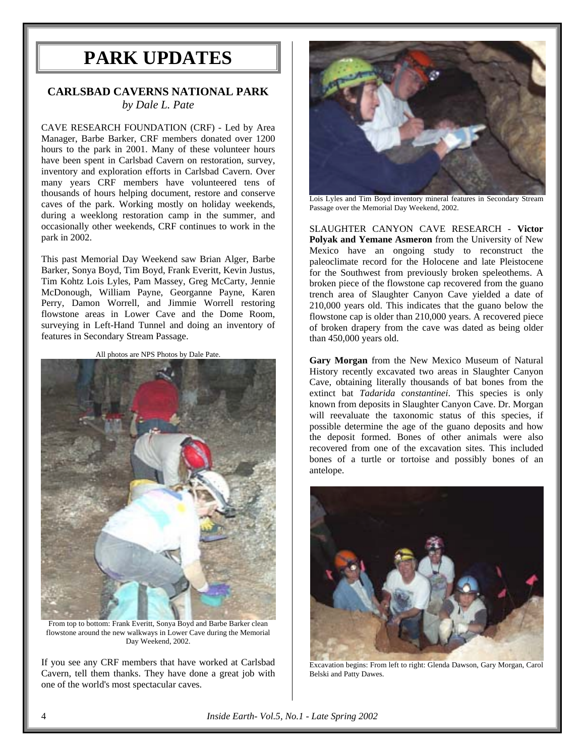# PARK UPDATES

## CARLSBAD CAVERNS NATIONAL PARK

*by Dale L. Pate*

CAVE RESEARCH FOUNDATION (CRF) - Led by Area Manager, Barbe Barker, CRF members donated over 1200 hours to the park in 2001. Many of these volunteer hours have been spent in Carlsbad Cavern on restoration, survey, inventory and exploration efforts in Carlsbad Cavern. Over many years CRF members have volunteered tens of thousands of hours helping document, restore and conserve caves of the park. Working mostly on holiday weekends, during a weeklong restoration camp in the summer, and occasionally other weekends, CRF continues to work in the park in 2002.

This past Memorial Day Weekend saw Brian Alger, Barbe Barker, Sonya Boyd, Tim Boyd, Frank Everitt, Kevin Justus, Tim Kohtz Lois Lyles, Pam Massey, Greg McCarty, Jennie McDonough, William Payne, Georganne Payne, Karen Perry, Damon Worrell, and Jimmie Worrell restoring flowstone areas in Lower Cave and the Dome Room, surveying in Left-Hand Tunnel and doing an inventory of features in Secondary Stream Passage.

All photos are NPS Photos by Dale Pate.

From top to bottom: Frank Everitt, Sonya Boyd and Barbe Barker clean flowstone around the new walkways in Lower Cave during the Memorial Day Weekend, 2002.

If you see any CRF members that have worked at Carlsbad Cavern, tell them thanks. They have done a great job with one of the world's most spectacular caves.

Lois Lyles and Tim Boyd inventory mineral features in Secondary Stream Passage over the Memorial Day Weekend, 2002.

SLAUGHTER CANYON CAVE RESEARCH - **Victor Polyak and Yemane Asmeron** from the University of New Mexico have an ongoing study to reconstruct the paleoclimate record for the Holocene and late Pleistocene for the Southwest from previously broken speleothems. A broken piece of the flowstone cap recovered from the guano trench area of Slaughter Canyon Cave yielded a date of 210,000 years old. This indicates that the guano below the flowstone cap is older than 210,000 years. A recovered piece of broken drapery from the cave was dated as being older than 450,000 years old.

**Gary Morgan** from the New Mexico Museum of Natural History recently excavated two areas in Slaughter Canyon Cave, obtaining literally thousands of bat bones from the extinct bat *Tadarida constantinei*. This species is only known from deposits in Slaughter Canyon Cave. Dr. Morgan will reevaluate the taxonomic status of this species, if possible determine the age of the guano deposits and how the deposit formed. Bones of other animals were also recovered from one of the excavation sites. This included bones of a turtle or tortoise and possibly bones of an antelope.

Excavation begins: From left to right: Glenda Dawson, Gary Morgan, Carol Belski and Patty Dawes.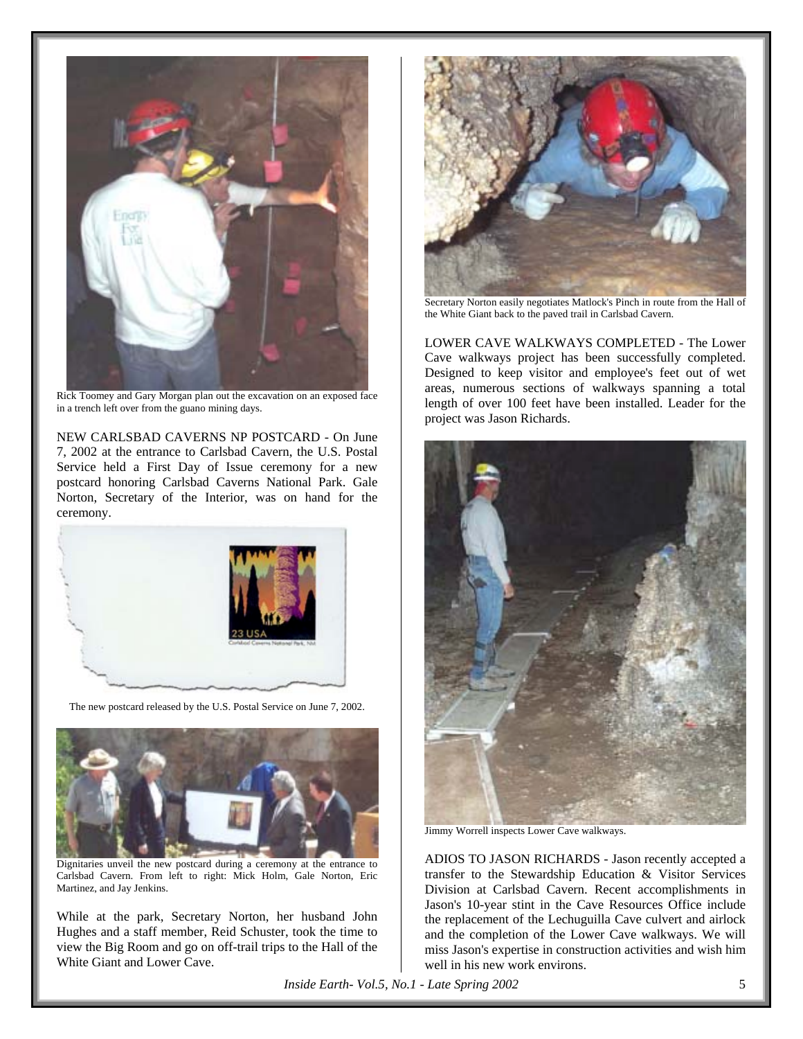Rick Toomey and Gary Morgan plan out the excavation on an exposed face in a trench left over from the guano mining days.

NEW CARLSBAD CAVERNS NP POSTCARD - On June 7, 2002 at the entrance to Carlsbad Cavern, the U.S. Postal Service held a First Day of Issue ceremony for a new postcard honoring Carlsbad Caverns National Park. Gale Norton, Secretary of the Interior, was on hand for the ceremony.

The new postcard released by the U.S. Postal Service on June 7, 2002.

Dignitaries unveil the new postcard during a ceremony at the entrance to Carlsbad Cavern. From left to right: Mick Holm, Gale Norton, Eric Martinez, and Jay Jenkins.

While at the park, Secretary Norton, her husband John Hughes and a staff member, Reid Schuster, took the time to view the Big Room and go on off-trail trips to the Hall of the White Giant and Lower Cave.

Secretary Norton easily negotiates Matlock's Pinch in route from the Hall of the White Giant back to the paved trail in Carlsbad Cavern.

LOWER CAVE WALKWAYS COMPLETED - The Lower Cave walkways project has been successfully completed. Designed to keep visitor and employee's feet out of wet areas, numerous sections of walkways spanning a total length of over 100 feet have been installed. Leader for the project was Jason Richards.

Jimmy Worrell inspects Lower Cave walkways.

ADIOS TO JASON RICHARDS - Jason recently accepted a transfer to the Stewardship Education & Visitor Services Division at Carlsbad Cavern. Recent accomplishments in Jason's 10-year stint in the Cave Resources Office include the replacement of the Lechuguilla Cave culvert and airlock and the completion of the Lower Cave walkways. We will miss Jason's expertise in construction activities and wish him well in his new work environs.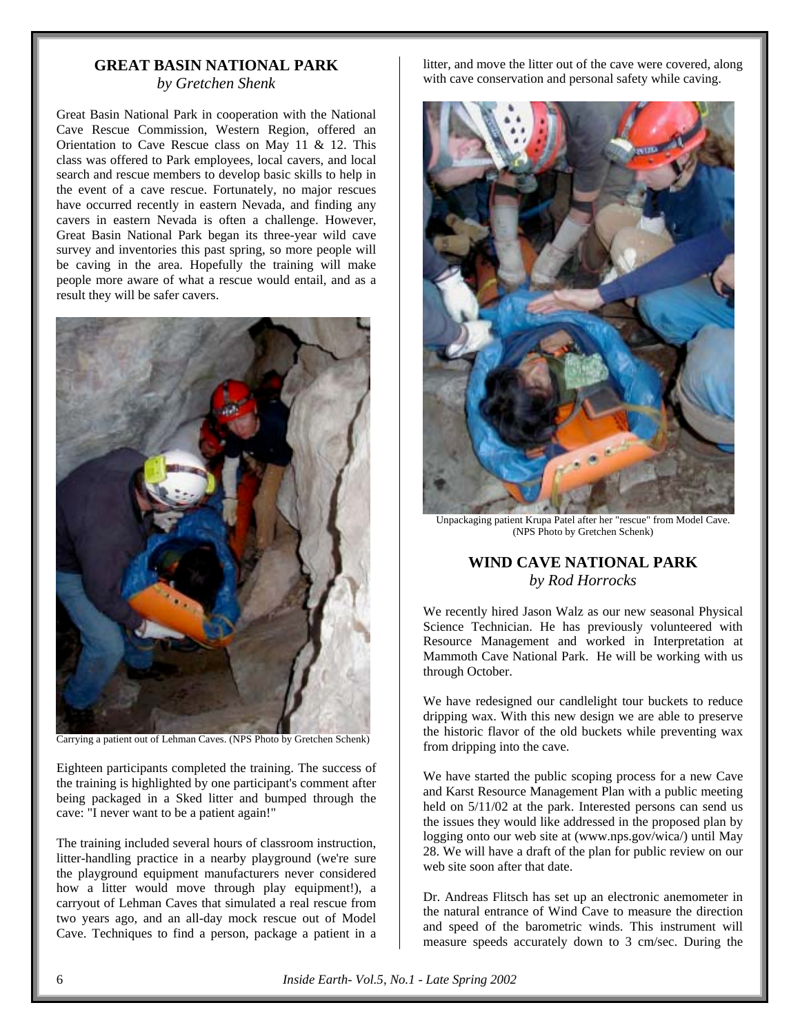## GREAT BASIN NATIONAL PARK

*by Gretchen Shenk*

Great Basin National Park in cooperation with the National Cave Rescue Commission, Western Region, offered an Orientation to Cave Rescue class on May 11 & 12. This class was offered to Park employees, local cavers, and local search and rescue members to develop basic skills to help in the event of a cave rescue. Fortunately, no major rescues have occurred recently in eastern Nevada, and finding any cavers in eastern Nevada is often a challenge. However, Great Basin National Park began its three-year wild cave survey and inventories this past spring, so more people will be caving in the area. Hopefully the training will make people more aware of what a rescue would entail, and as a result they will be safer cavers.

Carrying a patient out of Lehman Caves. (NPS Photo by Gretchen Schenk)

Eighteen participants completed the training. The success of the training is highlighted by one participant's comment after being packaged in a Sked litter and bumped through the cave: "I never want to be a patient again!"

The training included several hours of classroom instruction, litter-handling practice in a nearby playground (we're sure the playground equipment manufacturers never considered how a litter would move through play equipment!), a carryout of Lehman Caves that simulated a real rescue from two years ago, and an all-day mock rescue out of Model Cave. Techniques to find a person, package a patient in a litter, and move the litter out of the cave were covered, along with cave conservation and personal safety while caving.

Unpackaging patient Krupa Patel after her "rescue" from Model Cave. (NPS Photo by Gretchen Schenk)

## WIND CAVE NATIONAL PARK

*by Rod Horrocks*

We recently hired Jason Walz as our new seasonal Physical Science Technician. He has previously volunteered with Resource Management and worked in Interpretation at Mammoth Cave National Park. He will be working with us through October.

We have redesigned our candlelight tour buckets to reduce dripping wax. With this new design we are able to preserve the historic flavor of the old buckets while preventing wax from dripping into the cave.

We have started the public scoping process for a new Cave and Karst Resource Management Plan with a public meeting held on 5/11/02 at the park. Interested persons can send us the issues they would like addressed in the proposed plan by logging onto our web site at (www.nps.gov/wica/) until May 28. We will have a draft of the plan for public review on our web site soon after that date.

Dr. Andreas Flitsch has set up an electronic anemometer in the natural entrance of Wind Cave to measure the direction and speed of the barometric winds. This instrument will measure speeds accurately down to 3 cm/sec. During the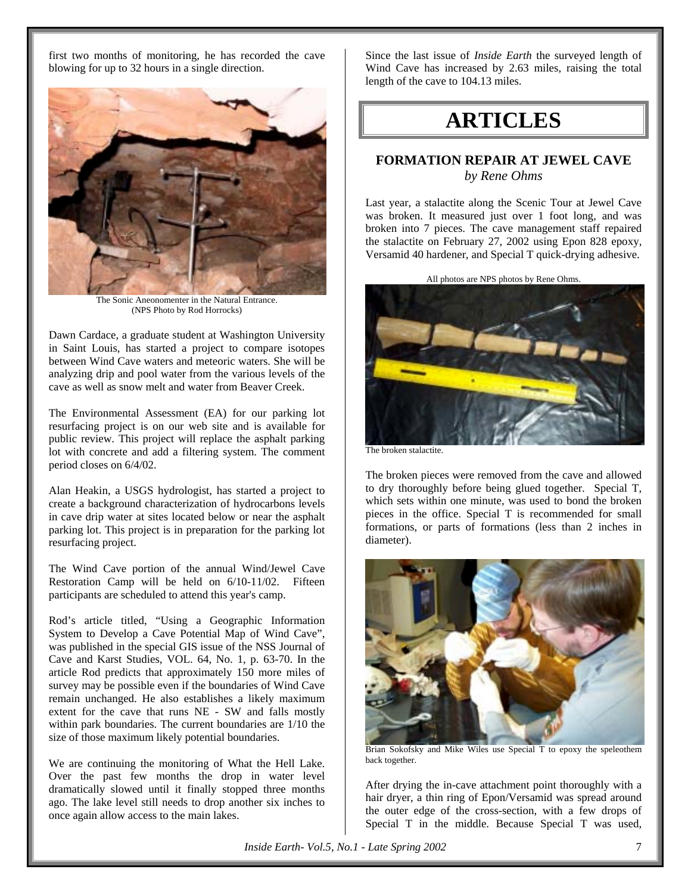first two months of monitoring, he has recorded the cave blowing for up to 32 hours in a single direction.

The Sonic Aneonomenter in the Natural Entrance. (NPS Photo by Rod Horrocks)

Dawn Cardace, a graduate student at Washington University in Saint Louis, has started a project to compare isotopes between Wind Cave waters and meteoric waters. She will be analyzing drip and pool water from the various levels of the cave as well as snow melt and water from Beaver Creek.

The Environmental Assessment (EA) for our parking lot resurfacing project is on our web site and is available for public review. This project will replace the asphalt parking lot with concrete and add a filtering system. The comment period closes on 6/4/02.

Alan Heakin, a USGS hydrologist, has started a project to create a background characterization of hydrocarbons levels in cave drip water at sites located below or near the asphalt parking lot. This project is in preparation for the parking lot resurfacing project.

The Wind Cave portion of the annual Wind/Jewel Cave Restoration Camp will be held on 6/10-11/02. Fifteen participants are scheduled to attend this year's camp.

Rod's article titled, "Using a Geographic Information System to Develop a Cave Potential Map of Wind Cave", was published in the special GIS issue of the NSS Journal of Cave and Karst Studies, VOL. 64, No. 1, p. 63-70. In the article Rod predicts that approximately 150 more miles of survey may be possible even if the boundaries of Wind Cave remain unchanged. He also establishes a likely maximum extent for the cave that runs NE - SW and falls mostly within park boundaries. The current boundaries are 1/10 the size of those maximum likely potential boundaries.

We are continuing the monitoring of What the Hell Lake. Over the past few months the drop in water level dramatically slowed until it finally stopped three months ago. The lake level still needs to drop another six inches to once again allow access to the main lakes.

Since the last issue of *Inside Earth* the surveyed length of Wind Cave has increased by 2.63 miles, raising the total length of the cave to 104.13 miles.

# ARTICLES

## FORMATION REPAIR AT JEWEL CAVE

*by Rene Ohms*

Last year, a stalactite along the Scenic Tour at Jewel Cave was broken. It measured just over 1 foot long, and was broken into 7 pieces. The cave management staff repaired the stalactite on February 27, 2002 using Epon 828 epoxy, Versamid 40 hardener, and Special T quick-drying adhesive.

All photos are NPS photos by Rene Ohms.

The broken stalactite.

The broken pieces were removed from the cave and allowed to dry thoroughly before being glued together. Special T, which sets within one minute, was used to bond the broken pieces in the office. Special T is recommended for small formations, or parts of formations (less than 2 inches in diameter).

Brian Sokofsky and Mike Wiles use Special T to epoxy the speleothem back together.

After drying the in-cave attachment point thoroughly with a hair dryer, a thin ring of Epon/Versamid was spread around the outer edge of the cross-section, with a few drops of Special T in the middle. Because Special T was used,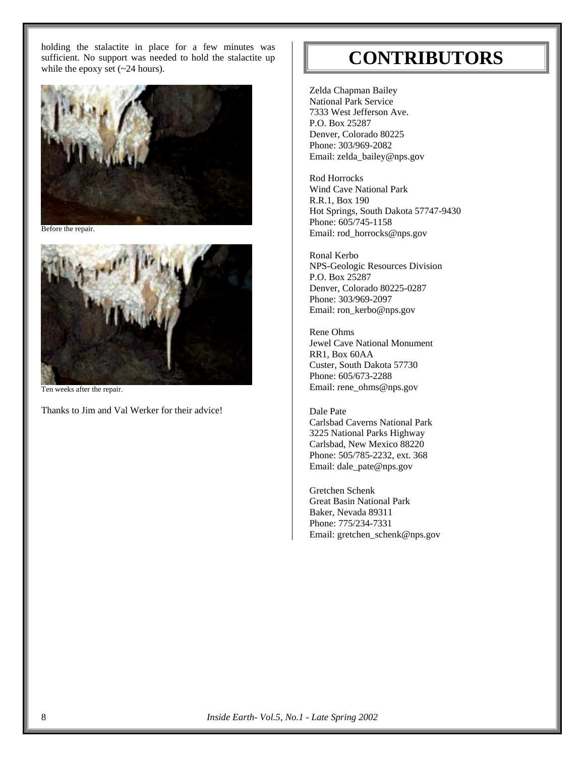holding the stalactite in place for a few minutes was sufficient. No support was needed to hold the stalactite up while the epoxy set (~24 hours).

Before the repair.

Ten weeks after the repair.

Thanks to Jim and Val Werker for their advice!

# CONTRIBUTORS

Zelda Chapman Bailey
National Park Service
7333 West Jefferson Ave.
P.O. Box 25287
Denver, Colorado 80225
Phone: 303/969-2082
Email: zelda_bailey@nps.gov

Rod Horrocks
Wind Cave National Park
R.R.1, Box 190
Hot Springs, South Dakota 57747-9430
Phone: 605/745-1158
Email: rod_horrocks@nps.gov

Ronal Kerbo
NPS-Geologic Resources Division
P.O. Box 25287
Denver, Colorado 80225-0287
Phone: 303/969-2097
Email: ron_kerbo@nps.gov

Rene Ohms
Jewel Cave National Monument
RR1, Box 60AA
Custer, South Dakota 57730
Phone: 605/673-2288
Email: rene_ohms@nps.gov

Dale Pate
Carlsbad Caverns National Park
3225 National Parks Highway
Carlsbad, New Mexico 88220
Phone: 505/785-2232, ext. 368
Email: dale_pate@nps.gov

Gretchen Schenk
Great Basin National Park
Baker, Nevada 89311
Phone: 775/234-7331
Email: gretchen_schenk@nps.gov